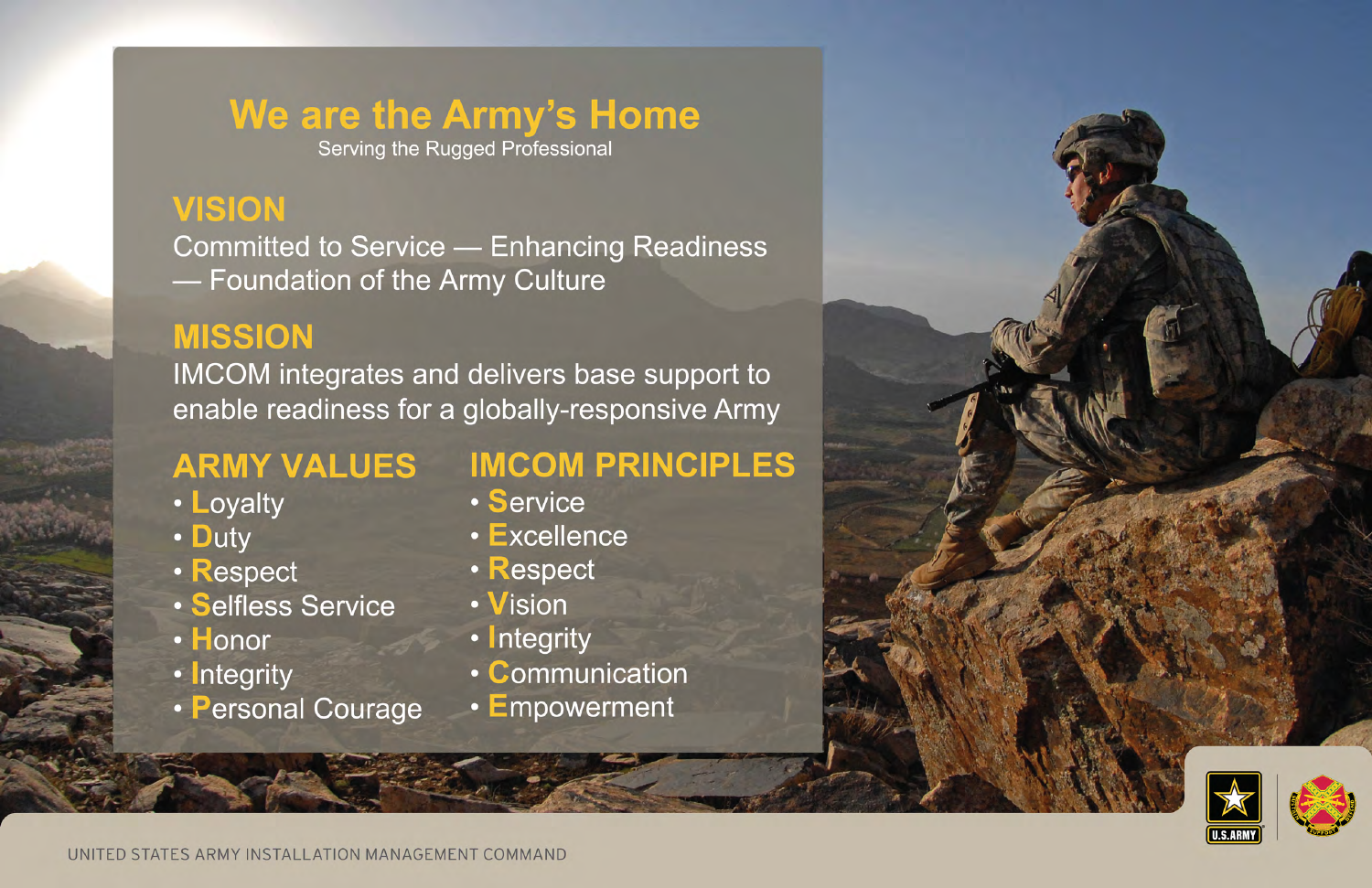# We are the Army's Home

Serving the Rugged Professional

## VISION

Committed to Service — Enhancing Readiness — Foundation of the Army Culture

## MISSION

IMCOM integrates and delivers base support to enable readiness for a globally-responsive Army

## ARMY VALUES

- **L**oyalty
- **D**uty
- **R**espect
- **S**elfless Service
- **H**onor
- **I**ntegrity
- **P**ersonal Courage

## IMCOM PRINCIPLES

- **S**ervice
- **E**xcellence
- **R**espect
- **V**ision
- **I**ntegrity
- **C**ommunication
- **E**mpowerment

UNITED STATES ARMY INSTALLATION MANAGEMENT COMMAND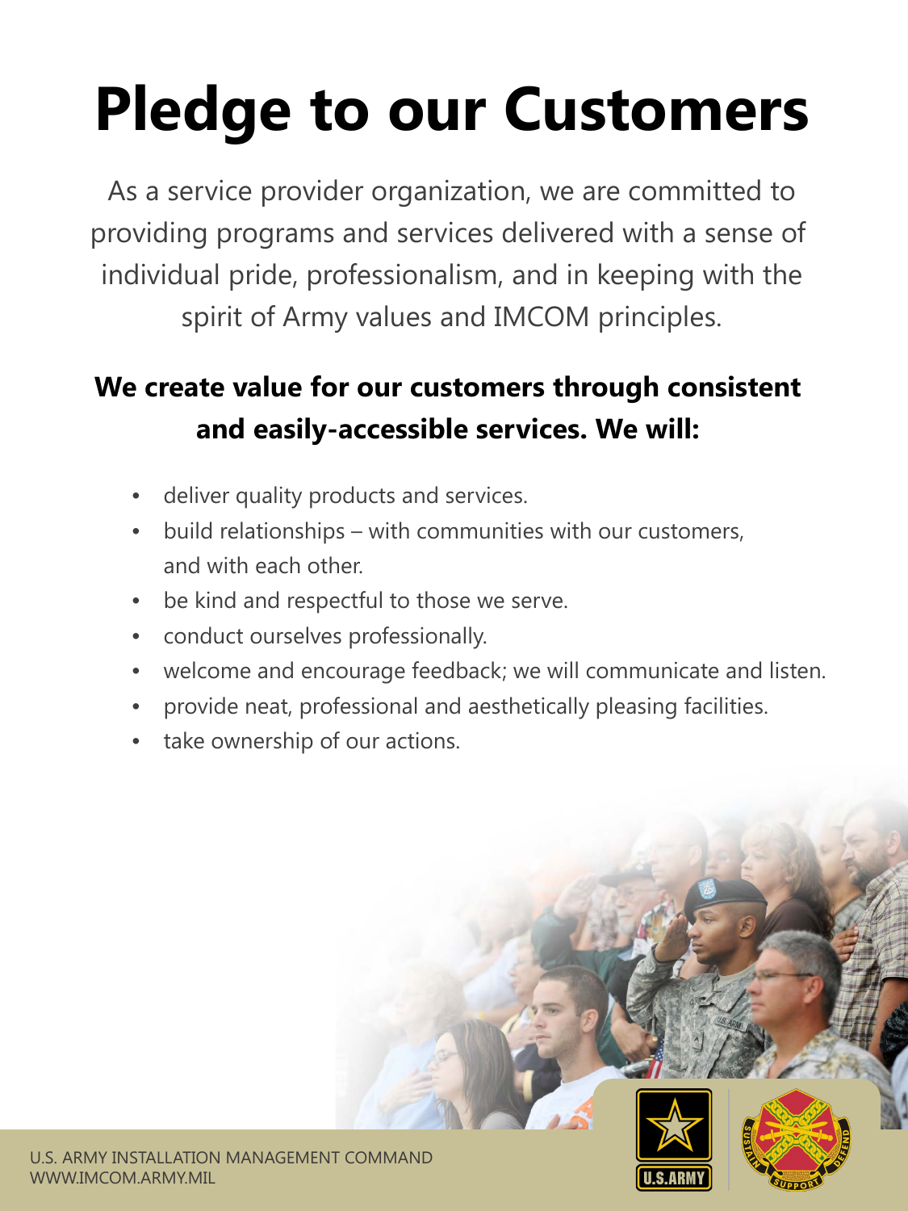# Pledge to our Customers

As a service provider organization, we are committed to providing programs and services delivered with a sense of individual pride, professionalism, and in keeping with the spirit of Army values and IMCOM principles.

**We create value for our customers through consistent and easily-accessible services. We will:**

- deliver quality products and services.
- build relationships – with communities with our customers, and with each other.
- be kind and respectful to those we serve.
- conduct ourselves professionally.
- welcome and encourage feedback; we will communicate and listen.
- provide neat, professional and aesthetically pleasing facilities.
- take ownership of our actions.

U.S. ARMY INSTALLATION MANAGEMENT COMMAND
WWW.IMCOM.ARMY.MIL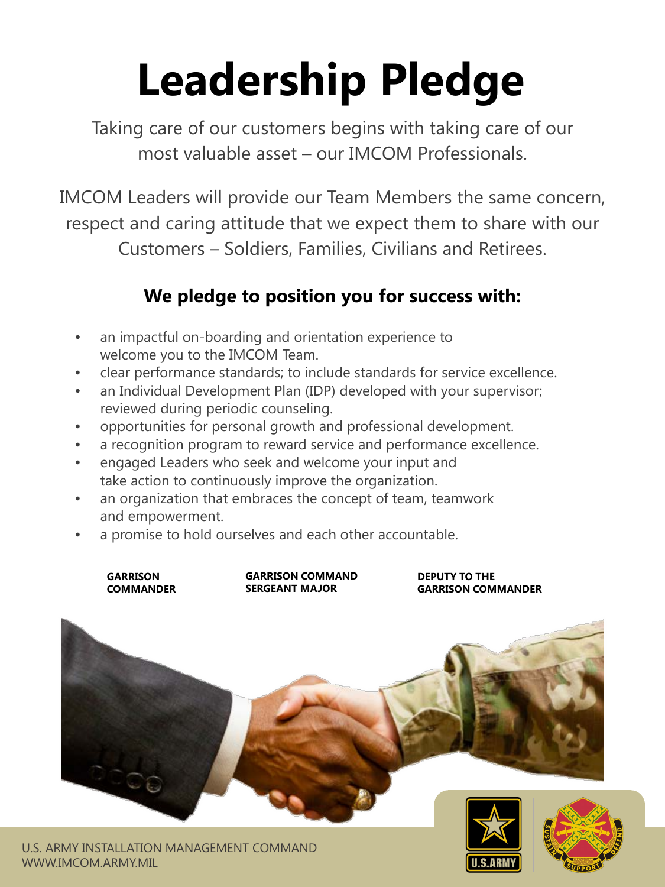# Leadership Pledge

Taking care of our customers begins with taking care of our most valuable asset – our IMCOM Professionals.

IMCOM Leaders will provide our Team Members the same concern, respect and caring attitude that we expect them to share with our Customers – Soldiers, Families, Civilians and Retirees.

## We pledge to position you for success with:

- an impactful on-boarding and orientation experience to welcome you to the IMCOM Team.
- clear performance standards; to include standards for service excellence.
- an Individual Development Plan (IDP) developed with your supervisor; reviewed during periodic counseling.
- opportunities for personal growth and professional development.
- a recognition program to reward service and performance excellence.
- engaged Leaders who seek and welcome your input and take action to continuously improve the organization.
- an organization that embraces the concept of team, teamwork and empowerment.
- a promise to hold ourselves and each other accountable.

**GARRISON COMMANDER**

**GARRISON COMMAND SERGEANT MAJOR**

**DEPUTY TO THE GARRISON COMMANDER**

U.S. ARMY INSTALLATION MANAGEMENT COMMAND
WWW.IMCOM.ARMY.MIL